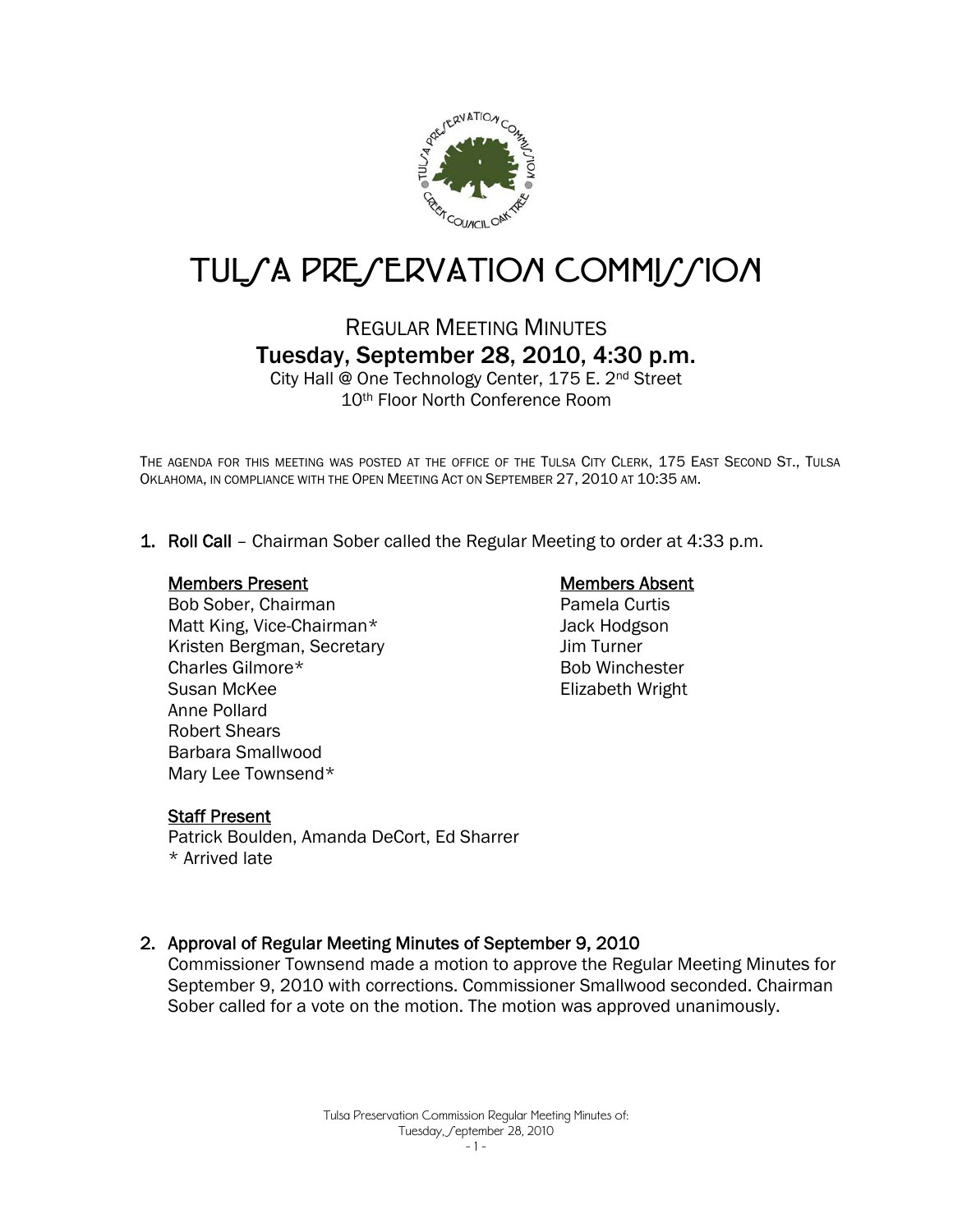# TULSA PRESERVATION COMMISSION

## REGULAR MEETING MINUTES
## Tuesday, September 28, 2010, 4:30 p.m.

City Hall @ One Technology Center, 175 E. 2nd Street
10th Floor North Conference Room

THE AGENDA FOR THIS MEETING WAS POSTED AT THE OFFICE OF THE TULSA CITY CLERK, 175 EAST SECOND ST., TULSA OKLAHOMA, IN COMPLIANCE WITH THE OPEN MEETING ACT ON SEPTEMBER 27, 2010 AT 10:35 AM.

1. **Roll Call** – Chairman Sober called the Regular Meeting to order at 4:33 p.m.

**Members Present**
Bob Sober, Chairman
Matt King, Vice-Chairman*
Kristen Bergman, Secretary
Charles Gilmore*
Susan McKee
Anne Pollard
Robert Shears
Barbara Smallwood
Mary Lee Townsend*

**Members Absent**
Pamela Curtis
Jack Hodgson
Jim Turner
Bob Winchester
Elizabeth Wright

**Staff Present**
Patrick Boulden, Amanda DeCort, Ed Sharrer
* Arrived late

2. **Approval of Regular Meeting Minutes of September 9, 2010**
Commissioner Townsend made a motion to approve the Regular Meeting Minutes for September 9, 2010 with corrections. Commissioner Smallwood seconded. Chairman Sober called for a vote on the motion. The motion was approved unanimously.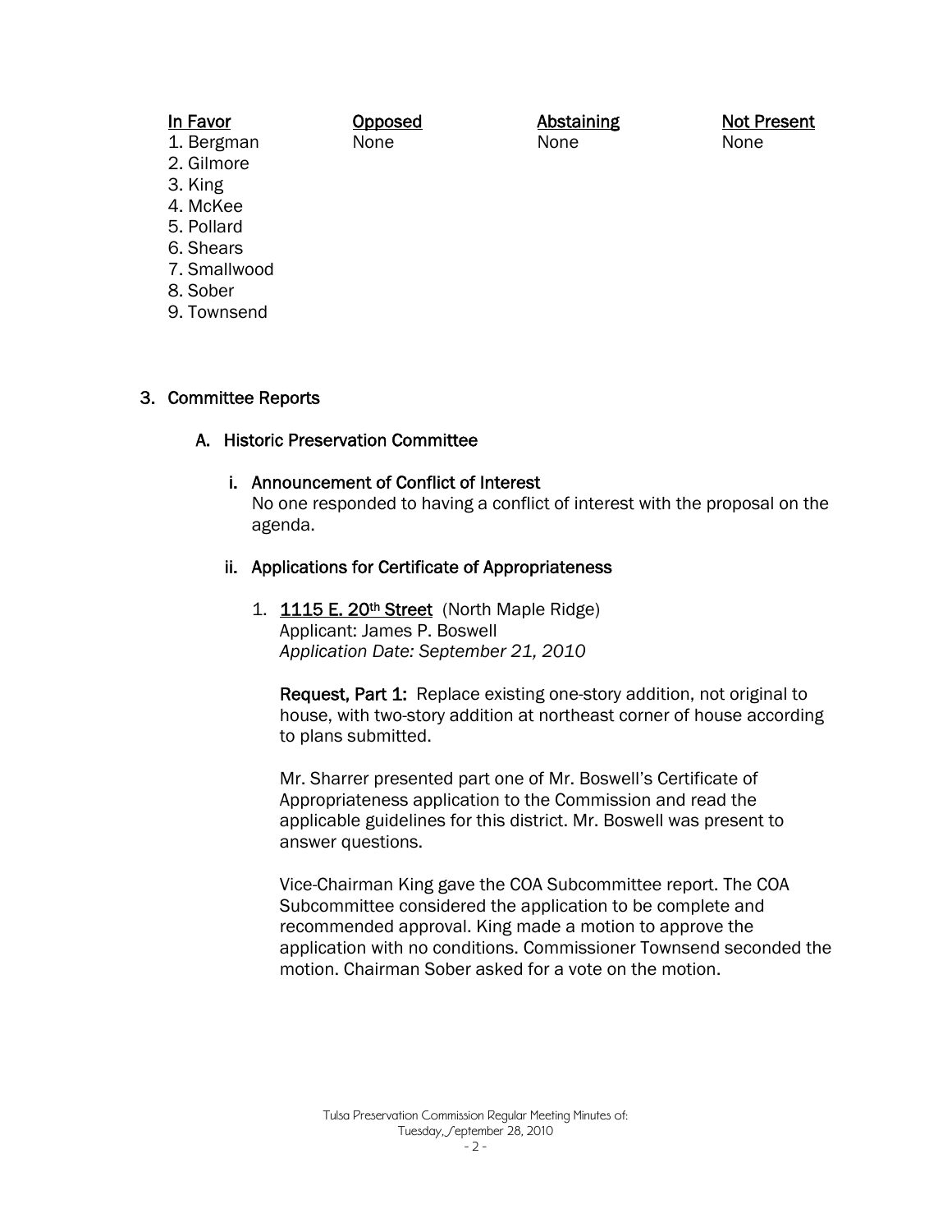| In Favor | Opposed | Abstaining | Not Present |
|---|---|---|---|
| 1. Bergman | None | None | None |
| 2. Gilmore | | | |
| 3. King | | | |
| 4. McKee | | | |
| 5. Pollard | | | |
| 6. Shears | | | |
| 7. Smallwood | | | |
| 8. Sober | | | |
| 9. Townsend | | | |

3. Committee Reports

   A. Historic Preservation Committee

      i. Announcement of Conflict of Interest
      No one responded to having a conflict of interest with the proposal on the agenda.

      ii. Applications for Certificate of Appropriateness

         1. **1115 E. 20th Street** (North Maple Ridge)
         Applicant: James P. Boswell
         *Application Date: September 21, 2010*

         **Request, Part 1:** Replace existing one-story addition, not original to house, with two-story addition at northeast corner of house according to plans submitted.

         Mr. Sharrer presented part one of Mr. Boswell's Certificate of Appropriateness application to the Commission and read the applicable guidelines for this district. Mr. Boswell was present to answer questions.

         Vice-Chairman King gave the COA Subcommittee report. The COA Subcommittee considered the application to be complete and recommended approval. King made a motion to approve the application with no conditions. Commissioner Townsend seconded the motion. Chairman Sober asked for a vote on the motion.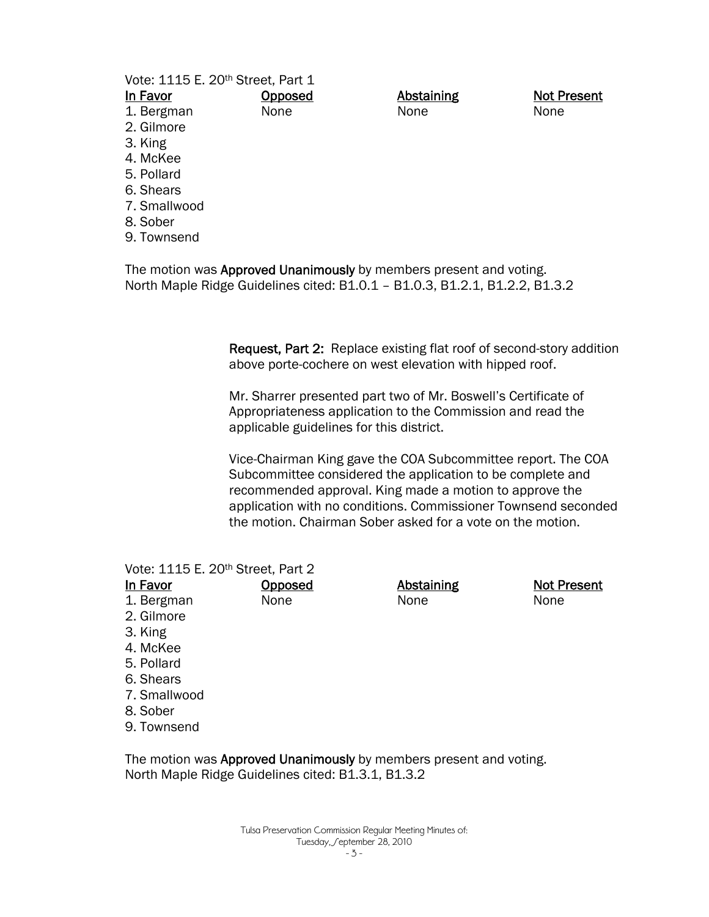Vote: 1115 E. 20th Street, Part 1

| In Favor | Opposed | Abstaining | Not Present |
|---|---|---|---|
| 1. Bergman | None | None | None |
| 2. Gilmore | | | |
| 3. King | | | |
| 4. McKee | | | |
| 5. Pollard | | | |
| 6. Shears | | | |
| 7. Smallwood | | | |
| 8. Sober | | | |
| 9. Townsend | | | |

The motion was **Approved Unanimously** by members present and voting.
North Maple Ridge Guidelines cited: B1.0.1 – B1.0.3, B1.2.1, B1.2.2, B1.3.2

**Request, Part 2:** Replace existing flat roof of second-story addition above porte-cochere on west elevation with hipped roof.

Mr. Sharrer presented part two of Mr. Boswell's Certificate of Appropriateness application to the Commission and read the applicable guidelines for this district.

Vice-Chairman King gave the COA Subcommittee report. The COA Subcommittee considered the application to be complete and recommended approval. King made a motion to approve the application with no conditions. Commissioner Townsend seconded the motion. Chairman Sober asked for a vote on the motion.

Vote: 1115 E. 20th Street, Part 2

| In Favor | Opposed | Abstaining | Not Present |
|---|---|---|---|
| 1. Bergman | None | None | None |
| 2. Gilmore | | | |
| 3. King | | | |
| 4. McKee | | | |
| 5. Pollard | | | |
| 6. Shears | | | |
| 7. Smallwood | | | |
| 8. Sober | | | |
| 9. Townsend | | | |

The motion was **Approved Unanimously** by members present and voting.
North Maple Ridge Guidelines cited: B1.3.1, B1.3.2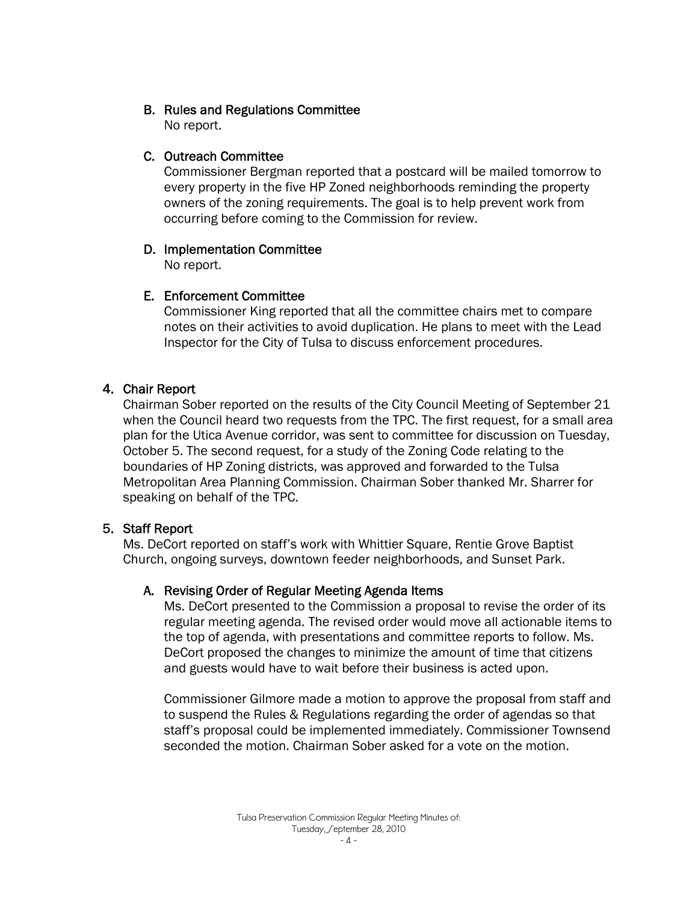B. Rules and Regulations Committee

No report.

C. Outreach Committee

Commissioner Bergman reported that a postcard will be mailed tomorrow to every property in the five HP Zoned neighborhoods reminding the property owners of the zoning requirements. The goal is to help prevent work from occurring before coming to the Commission for review.

D. Implementation Committee

No report.

E. Enforcement Committee

Commissioner King reported that all the committee chairs met to compare notes on their activities to avoid duplication. He plans to meet with the Lead Inspector for the City of Tulsa to discuss enforcement procedures.

## 4. Chair Report

Chairman Sober reported on the results of the City Council Meeting of September 21 when the Council heard two requests from the TPC. The first request, for a small area plan for the Utica Avenue corridor, was sent to committee for discussion on Tuesday, October 5. The second request, for a study of the Zoning Code relating to the boundaries of HP Zoning districts, was approved and forwarded to the Tulsa Metropolitan Area Planning Commission. Chairman Sober thanked Mr. Sharrer for speaking on behalf of the TPC.

## 5. Staff Report

Ms. DeCort reported on staff's work with Whittier Square, Rentie Grove Baptist Church, ongoing surveys, downtown feeder neighborhoods, and Sunset Park.

A. Revising Order of Regular Meeting Agenda Items

Ms. DeCort presented to the Commission a proposal to revise the order of its regular meeting agenda. The revised order would move all actionable items to the top of agenda, with presentations and committee reports to follow. Ms. DeCort proposed the changes to minimize the amount of time that citizens and guests would have to wait before their business is acted upon.

Commissioner Gilmore made a motion to approve the proposal from staff and to suspend the Rules & Regulations regarding the order of agendas so that staff's proposal could be implemented immediately. Commissioner Townsend seconded the motion. Chairman Sober asked for a vote on the motion.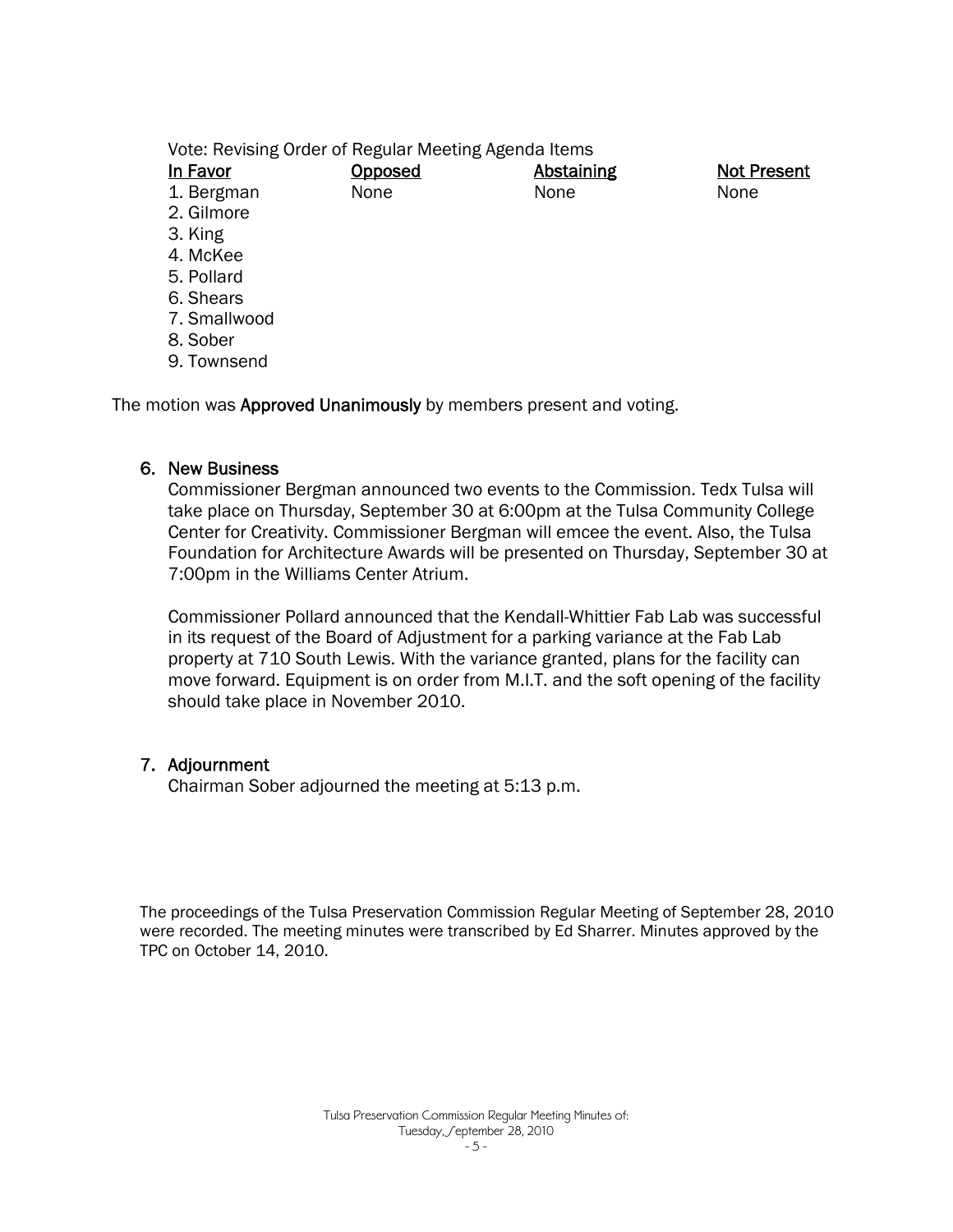Vote: Revising Order of Regular Meeting Agenda Items

| In Favor | Opposed | Abstaining | Not Present |
| --- | --- | --- | --- |
| 1. Bergman | None | None | None |
| 2. Gilmore | | | |
| 3. King | | | |
| 4. McKee | | | |
| 5. Pollard | | | |
| 6. Shears | | | |
| 7. Smallwood | | | |
| 8. Sober | | | |
| 9. Townsend | | | |

The motion was **Approved Unanimously** by members present and voting.

## 6. New Business

Commissioner Bergman announced two events to the Commission. Tedx Tulsa will take place on Thursday, September 30 at 6:00pm at the Tulsa Community College Center for Creativity. Commissioner Bergman will emcee the event. Also, the Tulsa Foundation for Architecture Awards will be presented on Thursday, September 30 at 7:00pm in the Williams Center Atrium.

Commissioner Pollard announced that the Kendall-Whittier Fab Lab was successful in its request of the Board of Adjustment for a parking variance at the Fab Lab property at 710 South Lewis. With the variance granted, plans for the facility can move forward. Equipment is on order from M.I.T. and the soft opening of the facility should take place in November 2010.

## 7. Adjournment

Chairman Sober adjourned the meeting at 5:13 p.m.

The proceedings of the Tulsa Preservation Commission Regular Meeting of September 28, 2010 were recorded. The meeting minutes were transcribed by Ed Sharrer. Minutes approved by the TPC on October 14, 2010.